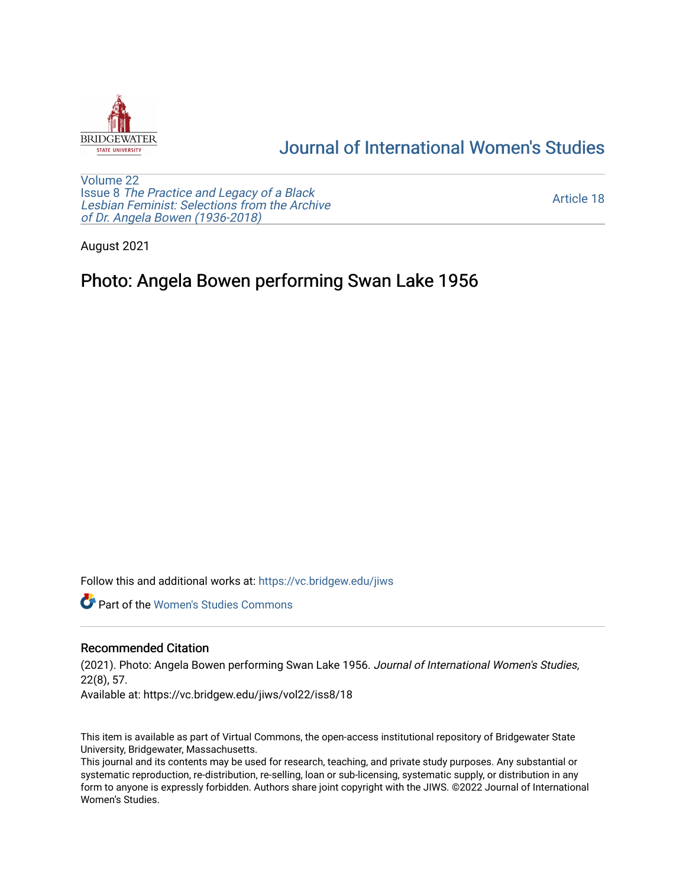Journal of International Women's Studies

Volume 22
Issue 8 *The Practice and Legacy of a Black Lesbian Feminist: Selections from the Archive of Dr. Angela Bowen (1936-2018)*

Article 18

August 2021

# Photo: Angela Bowen performing Swan Lake 1956

Follow this and additional works at: https://vc.bridgew.edu/jiws

Part of the Women's Studies Commons

## Recommended Citation

(2021). Photo: Angela Bowen performing Swan Lake 1956. *Journal of International Women's Studies*, 22(8), 57.
Available at: https://vc.bridgew.edu/jiws/vol22/iss8/18

This item is available as part of Virtual Commons, the open-access institutional repository of Bridgewater State University, Bridgewater, Massachusetts.
This journal and its contents may be used for research, teaching, and private study purposes. Any substantial or systematic reproduction, re-distribution, re-selling, loan or sub-licensing, systematic supply, or distribution in any form to anyone is expressly forbidden. Authors share joint copyright with the JIWS. ©2022 Journal of International Women's Studies.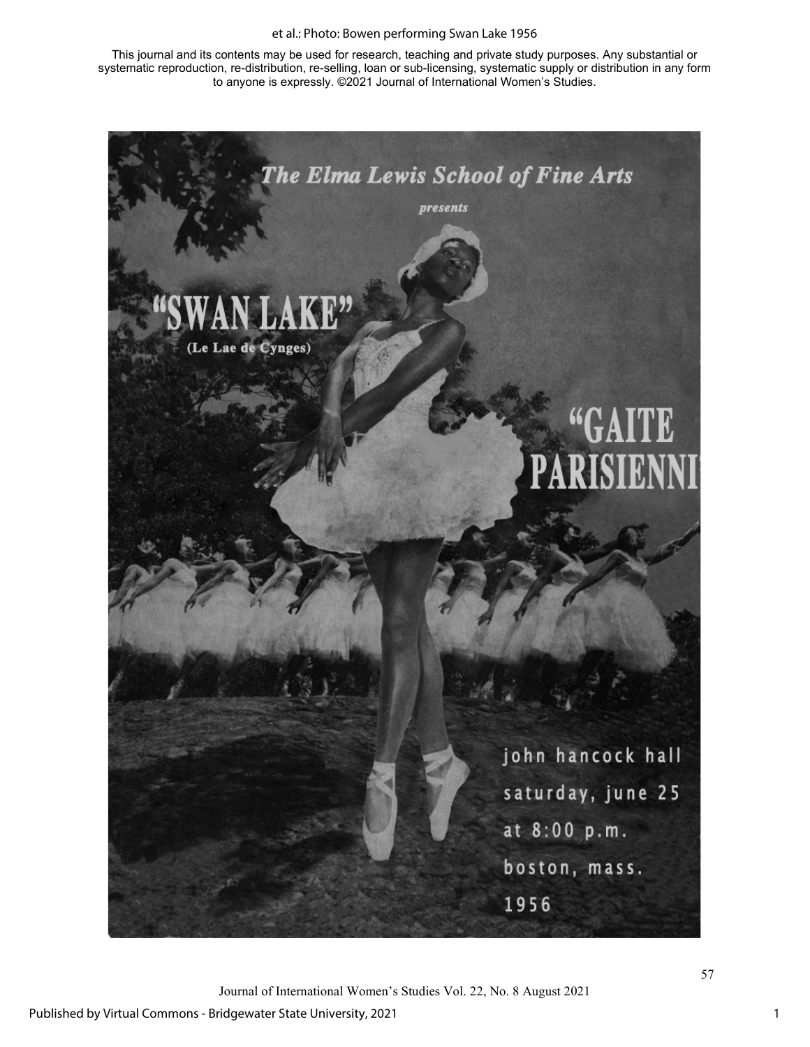The Elma Lewis School of Fine Arts

presents

"SWAN LAKE"

(Le Lae de Cynges)

"GAITE PARISIENNI

john hancock hall

saturday, june 25

at 8:00 p.m.

boston, mass.

1956